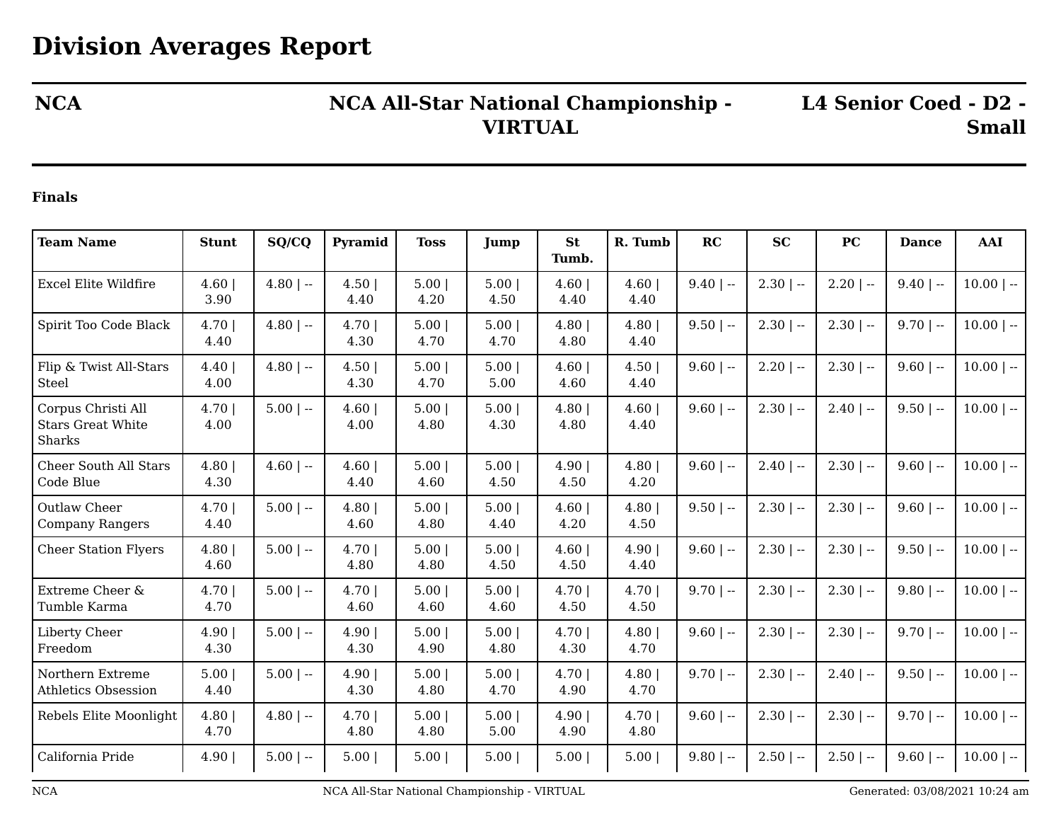# Division Averages Report

**NCA** | **NCA All-Star National Championship - VIRTUAL** | **L4 Senior Coed - D2 - Small**

**Finals**

| Team Name | Stunt | SQ/CQ | Pyramid | Toss | Jump | St Tumb. | R. Tumb | RC | SC | PC | Dance | AAI |
|---|---|---|---|---|---|---|---|---|---|---|---|---|
| Excel Elite Wildfire | 4.60 \| 3.90 | 4.80 \| -- | 4.50 \| 4.40 | 5.00 \| 4.20 | 5.00 \| 4.50 | 4.60 \| 4.40 | 4.60 \| 4.40 | 9.40 \| -- | 2.30 \| -- | 2.20 \| -- | 9.40 \| -- | 10.00 \| -- |
| Spirit Too Code Black | 4.70 \| 4.40 | 4.80 \| -- | 4.70 \| 4.30 | 5.00 \| 4.70 | 5.00 \| 4.70 | 4.80 \| 4.80 | 4.80 \| 4.40 | 9.50 \| -- | 2.30 \| -- | 2.30 \| -- | 9.70 \| -- | 10.00 \| -- |
| Flip & Twist All-Stars Steel | 4.40 \| 4.00 | 4.80 \| -- | 4.50 \| 4.30 | 5.00 \| 4.70 | 5.00 \| 5.00 | 4.60 \| 4.60 | 4.50 \| 4.40 | 9.60 \| -- | 2.20 \| -- | 2.30 \| -- | 9.60 \| -- | 10.00 \| -- |
| Corpus Christi All Stars Great White Sharks | 4.70 \| 4.00 | 5.00 \| -- | 4.60 \| 4.00 | 5.00 \| 4.80 | 5.00 \| 4.30 | 4.80 \| 4.80 | 4.60 \| 4.40 | 9.60 \| -- | 2.30 \| -- | 2.40 \| -- | 9.50 \| -- | 10.00 \| -- |
| Cheer South All Stars Code Blue | 4.80 \| 4.30 | 4.60 \| -- | 4.60 \| 4.40 | 5.00 \| 4.60 | 5.00 \| 4.50 | 4.90 \| 4.50 | 4.80 \| 4.20 | 9.60 \| -- | 2.40 \| -- | 2.30 \| -- | 9.60 \| -- | 10.00 \| -- |
| Outlaw Cheer Company Rangers | 4.70 \| 4.40 | 5.00 \| -- | 4.80 \| 4.60 | 5.00 \| 4.80 | 5.00 \| 4.40 | 4.60 \| 4.20 | 4.80 \| 4.50 | 9.50 \| -- | 2.30 \| -- | 2.30 \| -- | 9.60 \| -- | 10.00 \| -- |
| Cheer Station Flyers | 4.80 \| 4.60 | 5.00 \| -- | 4.70 \| 4.80 | 5.00 \| 4.80 | 5.00 \| 4.50 | 4.60 \| 4.50 | 4.90 \| 4.40 | 9.60 \| -- | 2.30 \| -- | 2.30 \| -- | 9.50 \| -- | 10.00 \| -- |
| Extreme Cheer & Tumble Karma | 4.70 \| 4.70 | 5.00 \| -- | 4.70 \| 4.60 | 5.00 \| 4.60 | 5.00 \| 4.60 | 4.70 \| 4.50 | 4.70 \| 4.50 | 9.70 \| -- | 2.30 \| -- | 2.30 \| -- | 9.80 \| -- | 10.00 \| -- |
| Liberty Cheer Freedom | 4.90 \| 4.30 | 5.00 \| -- | 4.90 \| 4.30 | 5.00 \| 4.90 | 5.00 \| 4.80 | 4.70 \| 4.30 | 4.80 \| 4.70 | 9.60 \| -- | 2.30 \| -- | 2.30 \| -- | 9.70 \| -- | 10.00 \| -- |
| Northern Extreme Athletics Obsession | 5.00 \| 4.40 | 5.00 \| -- | 4.90 \| 4.30 | 5.00 \| 4.80 | 5.00 \| 4.70 | 4.70 \| 4.90 | 4.80 \| 4.70 | 9.70 \| -- | 2.30 \| -- | 2.40 \| -- | 9.50 \| -- | 10.00 \| -- |
| Rebels Elite Moonlight | 4.80 \| 4.70 | 4.80 \| -- | 4.70 \| 4.80 | 5.00 \| 4.80 | 5.00 \| 5.00 | 4.90 \| 4.90 | 4.70 \| 4.80 | 9.60 \| -- | 2.30 \| -- | 2.30 \| -- | 9.70 \| -- | 10.00 \| -- |
| California Pride | 4.90 \| | 5.00 \| -- | 5.00 \| | 5.00 \| | 5.00 \| | 5.00 \| | 5.00 \| | 9.80 \| -- | 2.50 \| -- | 2.50 \| -- | 9.60 \| -- | 10.00 \| -- |

NCA | NCA All-Star National Championship - VIRTUAL | Generated: 03/08/2021 10:24 am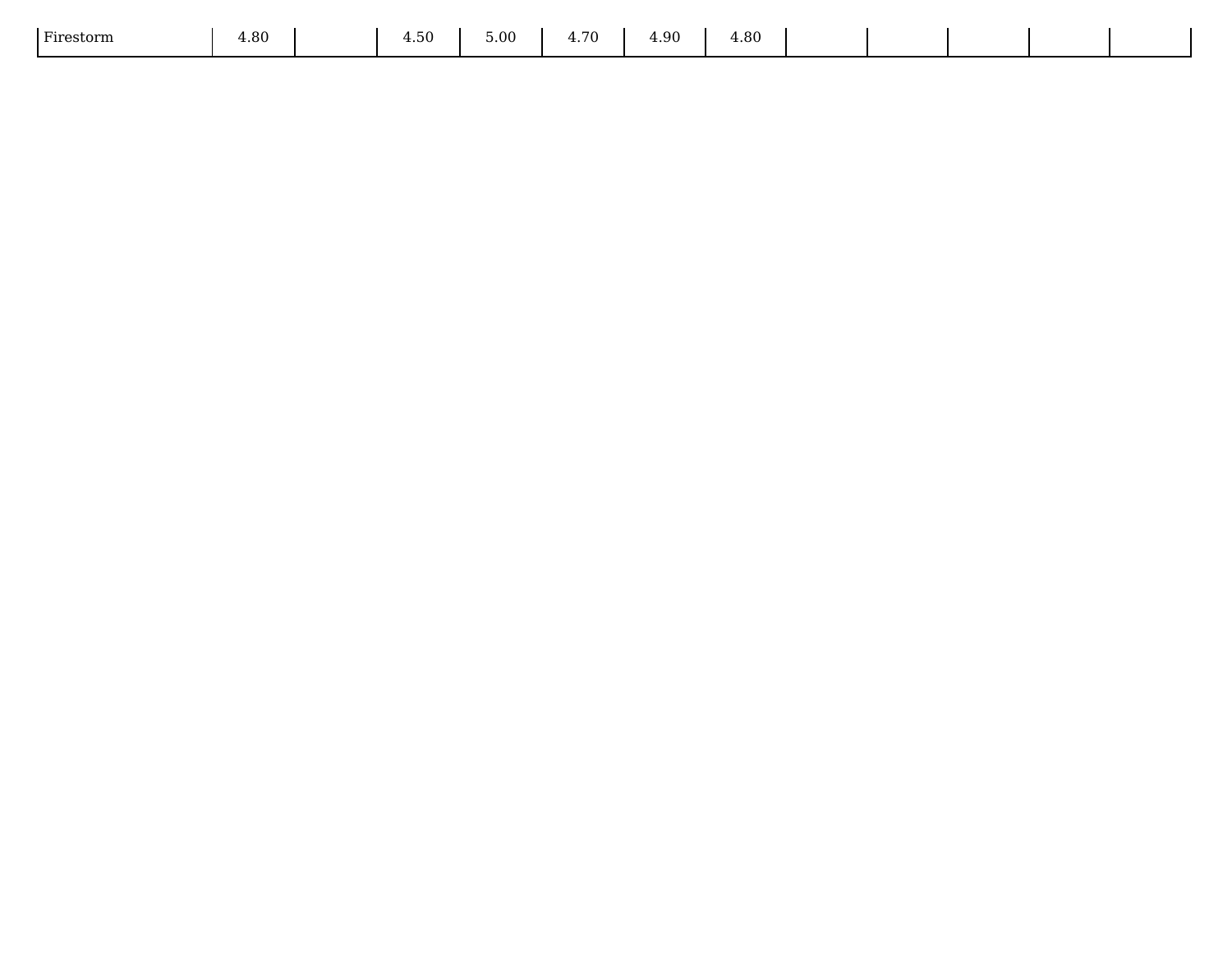| | | | | | | | | | | | | |
|---|---|---|---|---|---|---|---|---|---|---|---|---|
| Firestorm | 4.80 | | 4.50 | 5.00 | 4.70 | 4.90 | 4.80 | | | | | |